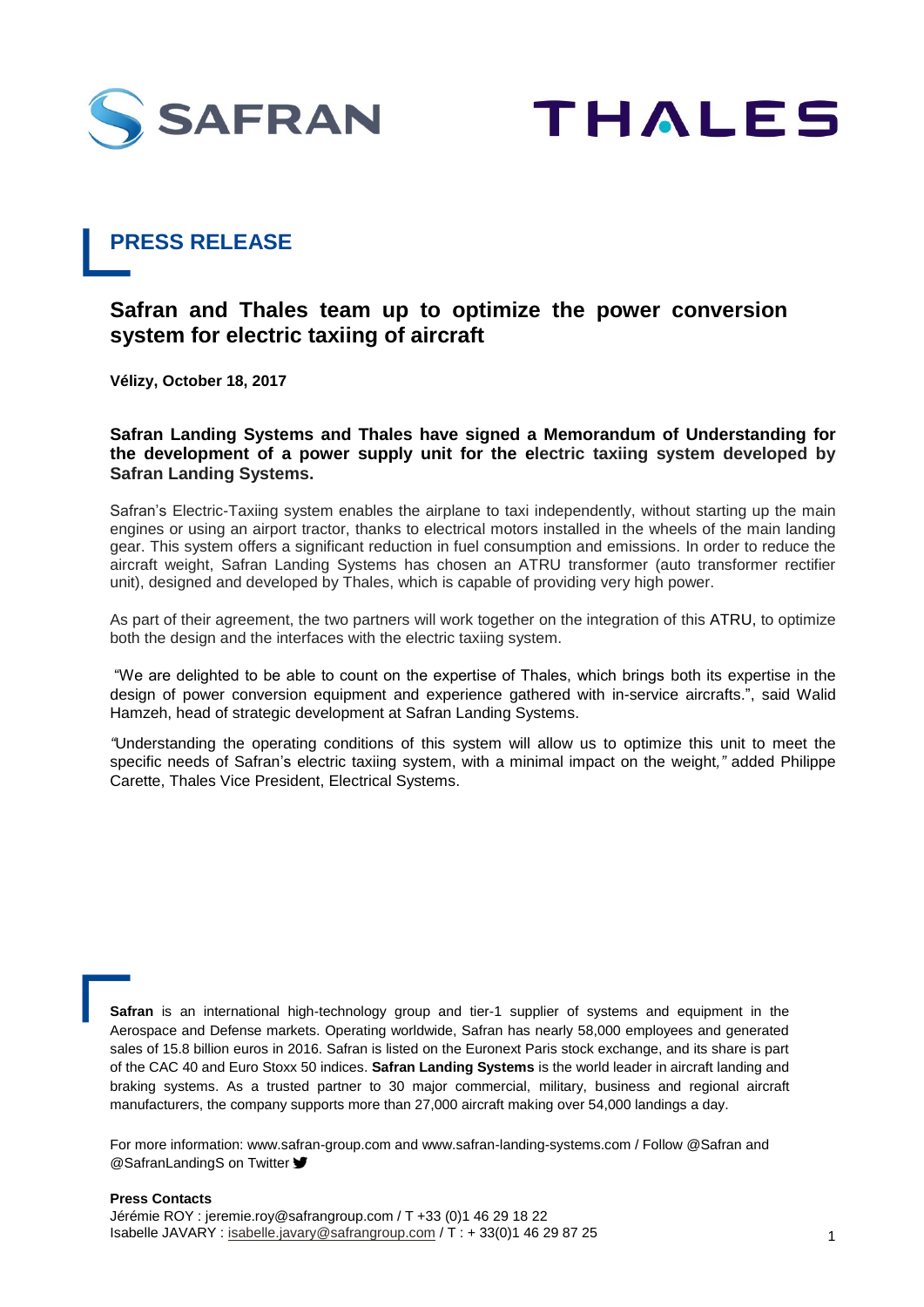## PRESS RELEASE

# Safran and Thales team up to optimize the power conversion system for electric taxiing of aircraft

**Vélizy, October 18, 2017**

**Safran Landing Systems and Thales have signed a Memorandum of Understanding for the development of a power supply unit for the electric taxiing system developed by Safran Landing Systems.**

Safran's Electric-Taxiing system enables the airplane to taxi independently, without starting up the main engines or using an airport tractor, thanks to electrical motors installed in the wheels of the main landing gear. This system offers a significant reduction in fuel consumption and emissions. In order to reduce the aircraft weight, Safran Landing Systems has chosen an ATRU transformer (auto transformer rectifier unit), designed and developed by Thales, which is capable of providing very high power.

As part of their agreement, the two partners will work together on the integration of this ATRU, to optimize both the design and the interfaces with the electric taxiing system.

"We are delighted to be able to count on the expertise of Thales, which brings both its expertise in the design of power conversion equipment and experience gathered with in-service aircrafts.", said Walid Hamzeh, head of strategic development at Safran Landing Systems.

*"*Understanding the operating conditions of this system will allow us to optimize this unit to meet the specific needs of Safran's electric taxiing system, with a minimal impact on the weight*,"* added Philippe Carette, Thales Vice President, Electrical Systems.

**Safran** is an international high-technology group and tier-1 supplier of systems and equipment in the Aerospace and Defense markets. Operating worldwide, Safran has nearly 58,000 employees and generated sales of 15.8 billion euros in 2016. Safran is listed on the Euronext Paris stock exchange, and its share is part of the CAC 40 and Euro Stoxx 50 indices. **Safran Landing Systems** is the world leader in aircraft landing and braking systems. As a trusted partner to 30 major commercial, military, business and regional aircraft manufacturers, the company supports more than 27,000 aircraft making over 54,000 landings a day.

For more information: www.safran-group.com and www.safran-landing-systems.com / Follow @Safran and @SafranLandingS on Twitter

**Press Contacts**
Jérémie ROY : jeremie.roy@safrangroup.com / T +33 (0)1 46 29 18 22
Isabelle JAVARY : isabelle.javary@safrangroup.com / T : + 33(0)1 46 29 87 25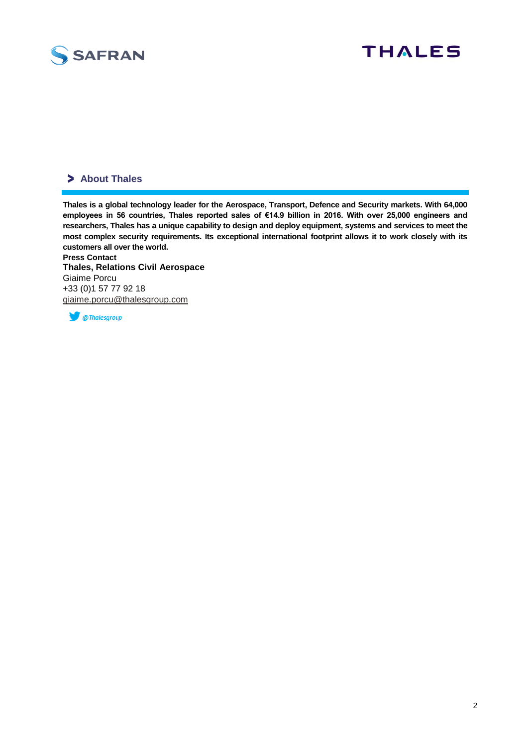## About Thales

**Thales is a global technology leader for the Aerospace, Transport, Defence and Security markets. With 64,000 employees in 56 countries, Thales reported sales of €14.9 billion in 2016. With over 25,000 engineers and researchers, Thales has a unique capability to design and deploy equipment, systems and services to meet the most complex security requirements. Its exceptional international footprint allows it to work closely with its customers all over the world.**

**Press Contact**

**Thales, Relations Civil Aerospace**
Giaime Porcu
+33 (0)1 57 77 92 18
giaime.porcu@thalesgroup.com

@Thalesgroup